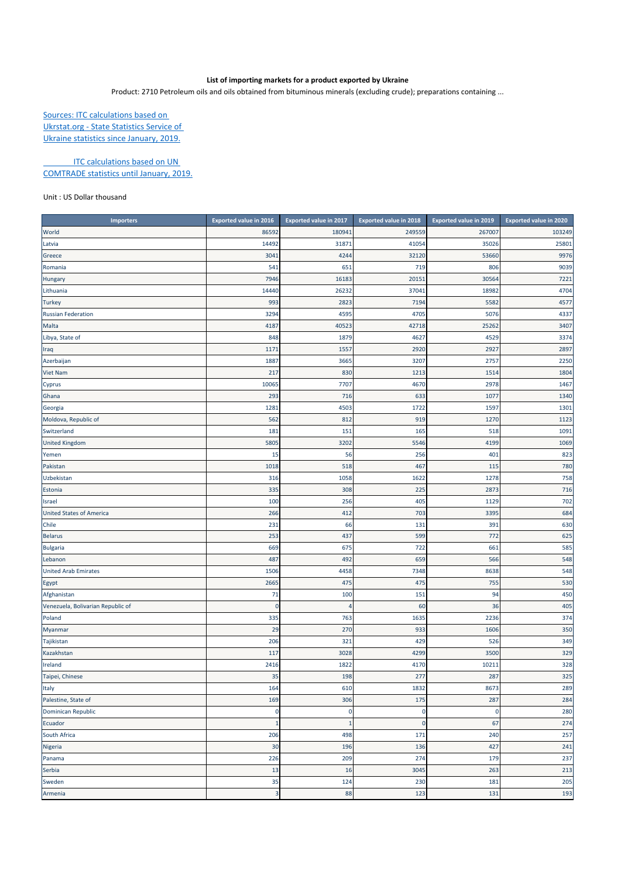**List of importing markets for a product exported by Ukraine**

Product: 2710 Petroleum oils and oils obtained from bituminous minerals (excluding crude); preparations containing ...

Sources: ITC calculations based on Ukrstat.org - State Statistics Service of Ukraine statistics since January, 2019.

ITC calculations based on UN COMTRADE statistics until January, 2019.

Unit : US Dollar thousand

| Importers | Exported value in 2016 | Exported value in 2017 | Exported value in 2018 | Exported value in 2019 | Exported value in 2020 |
|---|---|---|---|---|---|
| World | 86592 | 180941 | 249559 | 267007 | 103249 |
| Latvia | 14492 | 31871 | 41054 | 35026 | 25801 |
| Greece | 3041 | 4244 | 32120 | 53660 | 9976 |
| Romania | 541 | 651 | 719 | 806 | 9039 |
| Hungary | 7946 | 16183 | 20151 | 30564 | 7221 |
| Lithuania | 14440 | 26232 | 37041 | 18982 | 4704 |
| Turkey | 993 | 2823 | 7194 | 5582 | 4577 |
| Russian Federation | 3294 | 4595 | 4705 | 5076 | 4337 |
| Malta | 4187 | 40523 | 42718 | 25262 | 3407 |
| Libya, State of | 848 | 1879 | 4627 | 4529 | 3374 |
| Iraq | 1171 | 1557 | 2920 | 2927 | 2897 |
| Azerbaijan | 1887 | 3665 | 3207 | 2757 | 2250 |
| Viet Nam | 217 | 830 | 1213 | 1514 | 1804 |
| Cyprus | 10065 | 7707 | 4670 | 2978 | 1467 |
| Ghana | 293 | 716 | 633 | 1077 | 1340 |
| Georgia | 1281 | 4503 | 1722 | 1597 | 1301 |
| Moldova, Republic of | 562 | 812 | 919 | 1270 | 1123 |
| Switzerland | 181 | 151 | 165 | 518 | 1091 |
| United Kingdom | 5805 | 3202 | 5546 | 4199 | 1069 |
| Yemen | 15 | 56 | 256 | 401 | 823 |
| Pakistan | 1018 | 518 | 467 | 115 | 780 |
| Uzbekistan | 316 | 1058 | 1622 | 1278 | 758 |
| Estonia | 335 | 308 | 225 | 2873 | 716 |
| Israel | 100 | 256 | 405 | 1129 | 702 |
| United States of America | 266 | 412 | 703 | 3395 | 684 |
| Chile | 231 | 66 | 131 | 391 | 630 |
| Belarus | 253 | 437 | 599 | 772 | 625 |
| Bulgaria | 669 | 675 | 722 | 661 | 585 |
| Lebanon | 487 | 492 | 659 | 566 | 548 |
| United Arab Emirates | 1506 | 4458 | 7348 | 8638 | 548 |
| Egypt | 2665 | 475 | 475 | 755 | 530 |
| Afghanistan | 71 | 100 | 151 | 94 | 450 |
| Venezuela, Bolivarian Republic of | 0 | 4 | 60 | 36 | 405 |
| Poland | 335 | 763 | 1635 | 2236 | 374 |
| Myanmar | 29 | 270 | 933 | 1606 | 350 |
| Tajikistan | 206 | 321 | 429 | 526 | 349 |
| Kazakhstan | 117 | 3028 | 4299 | 3500 | 329 |
| Ireland | 2416 | 1822 | 4170 | 10211 | 328 |
| Taipei, Chinese | 35 | 198 | 277 | 287 | 325 |
| Italy | 164 | 610 | 1832 | 8673 | 289 |
| Palestine, State of | 169 | 306 | 175 | 287 | 284 |
| Dominican Republic | 0 | 0 | 0 | 0 | 280 |
| Ecuador | 1 | 1 | 0 | 67 | 274 |
| South Africa | 206 | 498 | 171 | 240 | 257 |
| Nigeria | 30 | 196 | 136 | 427 | 241 |
| Panama | 226 | 209 | 274 | 179 | 237 |
| Serbia | 13 | 16 | 3045 | 263 | 213 |
| Sweden | 35 | 124 | 230 | 181 | 205 |
| Armenia | 3 | 88 | 123 | 131 | 193 |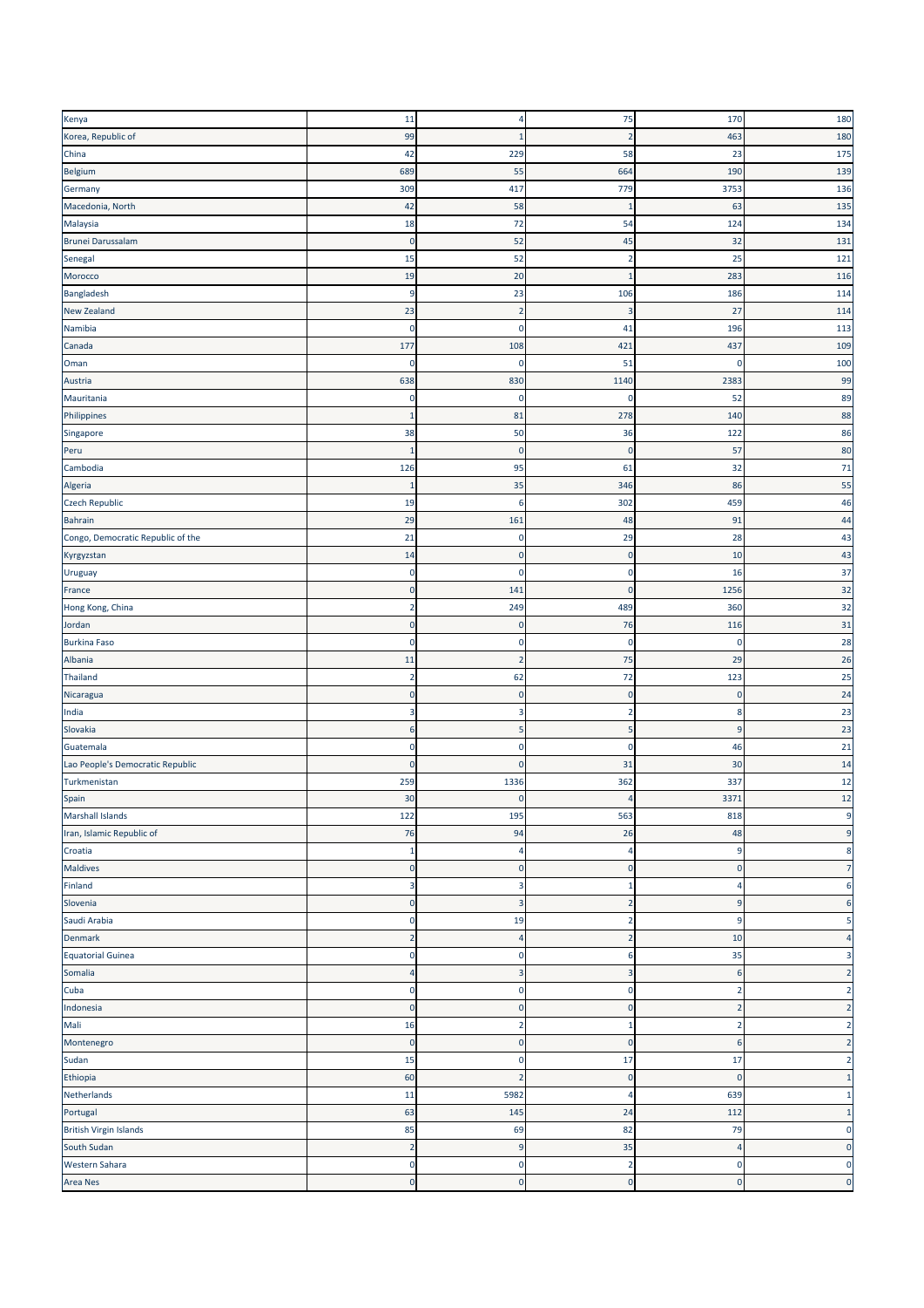| | | | | | |
|---|---|---|---|---|---|
| Kenya | 11 | 4 | 75 | 170 | 180 |
| Korea, Republic of | 99 | 1 | 2 | 463 | 180 |
| China | 42 | 229 | 58 | 23 | 175 |
| Belgium | 689 | 55 | 664 | 190 | 139 |
| Germany | 309 | 417 | 779 | 3753 | 136 |
| Macedonia, North | 42 | 58 | 1 | 63 | 135 |
| Malaysia | 18 | 72 | 54 | 124 | 134 |
| Brunei Darussalam | 0 | 52 | 45 | 32 | 131 |
| Senegal | 15 | 52 | 2 | 25 | 121 |
| Morocco | 19 | 20 | 1 | 283 | 116 |
| Bangladesh | 9 | 23 | 106 | 186 | 114 |
| New Zealand | 23 | 2 | 3 | 27 | 114 |
| Namibia | 0 | 0 | 41 | 196 | 113 |
| Canada | 177 | 108 | 421 | 437 | 109 |
| Oman | 0 | 0 | 51 | 0 | 100 |
| Austria | 638 | 830 | 1140 | 2383 | 99 |
| Mauritania | 0 | 0 | 0 | 52 | 89 |
| Philippines | 1 | 81 | 278 | 140 | 88 |
| Singapore | 38 | 50 | 36 | 122 | 86 |
| Peru | 1 | 0 | 0 | 57 | 80 |
| Cambodia | 126 | 95 | 61 | 32 | 71 |
| Algeria | 1 | 35 | 346 | 86 | 55 |
| Czech Republic | 19 | 6 | 302 | 459 | 46 |
| Bahrain | 29 | 161 | 48 | 91 | 44 |
| Congo, Democratic Republic of the | 21 | 0 | 29 | 28 | 43 |
| Kyrgyzstan | 14 | 0 | 0 | 10 | 43 |
| Uruguay | 0 | 0 | 0 | 16 | 37 |
| France | 0 | 141 | 0 | 1256 | 32 |
| Hong Kong, China | 2 | 249 | 489 | 360 | 32 |
| Jordan | 0 | 0 | 76 | 116 | 31 |
| Burkina Faso | 0 | 0 | 0 | 0 | 28 |
| Albania | 11 | 2 | 75 | 29 | 26 |
| Thailand | 2 | 62 | 72 | 123 | 25 |
| Nicaragua | 0 | 0 | 0 | 0 | 24 |
| India | 3 | 3 | 2 | 8 | 23 |
| Slovakia | 6 | 5 | 5 | 9 | 23 |
| Guatemala | 0 | 0 | 0 | 46 | 21 |
| Lao People's Democratic Republic | 0 | 0 | 31 | 30 | 14 |
| Turkmenistan | 259 | 1336 | 362 | 337 | 12 |
| Spain | 30 | 0 | 4 | 3371 | 12 |
| Marshall Islands | 122 | 195 | 563 | 818 | 9 |
| Iran, Islamic Republic of | 76 | 94 | 26 | 48 | 9 |
| Croatia | 1 | 4 | 4 | 9 | 8 |
| Maldives | 0 | 0 | 0 | 0 | 7 |
| Finland | 3 | 3 | 1 | 4 | 6 |
| Slovenia | 0 | 3 | 2 | 9 | 6 |
| Saudi Arabia | 0 | 19 | 2 | 9 | 5 |
| Denmark | 2 | 4 | 2 | 10 | 4 |
| Equatorial Guinea | 0 | 0 | 6 | 35 | 3 |
| Somalia | 4 | 3 | 3 | 6 | 2 |
| Cuba | 0 | 0 | 0 | 2 | 2 |
| Indonesia | 0 | 0 | 0 | 2 | 2 |
| Mali | 16 | 2 | 1 | 2 | 2 |
| Montenegro | 0 | 0 | 0 | 6 | 2 |
| Sudan | 15 | 0 | 17 | 17 | 2 |
| Ethiopia | 60 | 2 | 0 | 0 | 1 |
| Netherlands | 11 | 5982 | 4 | 639 | 1 |
| Portugal | 63 | 145 | 24 | 112 | 1 |
| British Virgin Islands | 85 | 69 | 82 | 79 | 0 |
| South Sudan | 2 | 9 | 35 | 4 | 0 |
| Western Sahara | 0 | 0 | 2 | 0 | 0 |
| Area Nes | 0 | 0 | 0 | 0 | 0 |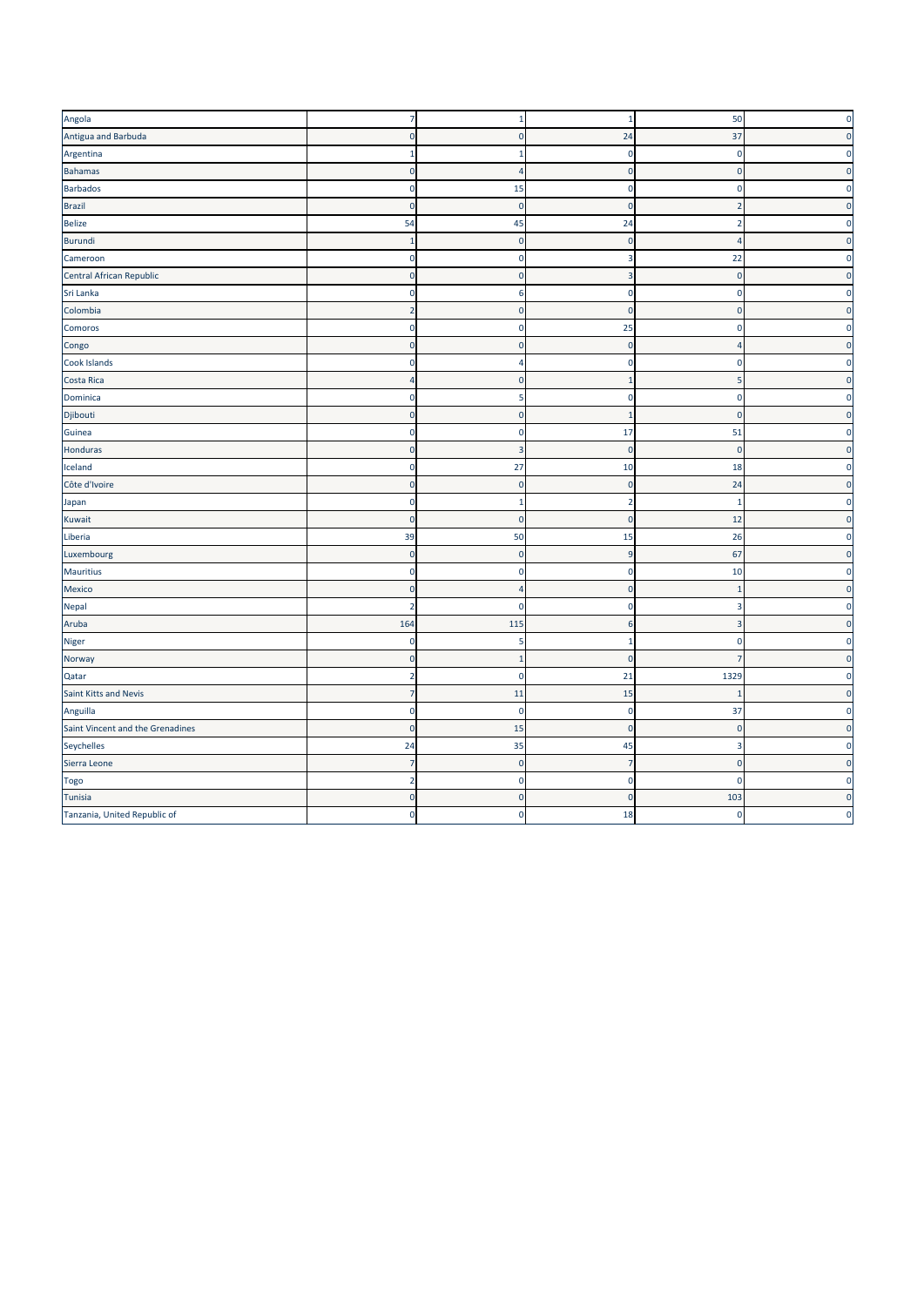| | | | | | |
|---|---|---|---|---|---|
| Angola | 7 | 1 | 1 | 50 | 0 |
| Antigua and Barbuda | 0 | 0 | 24 | 37 | 0 |
| Argentina | 1 | 1 | 0 | 0 | 0 |
| Bahamas | 0 | 4 | 0 | 0 | 0 |
| Barbados | 0 | 15 | 0 | 0 | 0 |
| Brazil | 0 | 0 | 0 | 2 | 0 |
| Belize | 54 | 45 | 24 | 2 | 0 |
| Burundi | 1 | 0 | 0 | 4 | 0 |
| Cameroon | 0 | 0 | 3 | 22 | 0 |
| Central African Republic | 0 | 0 | 3 | 0 | 0 |
| Sri Lanka | 0 | 6 | 0 | 0 | 0 |
| Colombia | 2 | 0 | 0 | 0 | 0 |
| Comoros | 0 | 0 | 25 | 0 | 0 |
| Congo | 0 | 0 | 0 | 4 | 0 |
| Cook Islands | 0 | 4 | 0 | 0 | 0 |
| Costa Rica | 4 | 0 | 1 | 5 | 0 |
| Dominica | 0 | 5 | 0 | 0 | 0 |
| Djibouti | 0 | 0 | 1 | 0 | 0 |
| Guinea | 0 | 0 | 17 | 51 | 0 |
| Honduras | 0 | 3 | 0 | 0 | 0 |
| Iceland | 0 | 27 | 10 | 18 | 0 |
| Côte d'Ivoire | 0 | 0 | 0 | 24 | 0 |
| Japan | 0 | 1 | 2 | 1 | 0 |
| Kuwait | 0 | 0 | 0 | 12 | 0 |
| Liberia | 39 | 50 | 15 | 26 | 0 |
| Luxembourg | 0 | 0 | 9 | 67 | 0 |
| Mauritius | 0 | 0 | 0 | 10 | 0 |
| Mexico | 0 | 4 | 0 | 1 | 0 |
| Nepal | 2 | 0 | 0 | 3 | 0 |
| Aruba | 164 | 115 | 6 | 3 | 0 |
| Niger | 0 | 5 | 1 | 0 | 0 |
| Norway | 0 | 1 | 0 | 7 | 0 |
| Qatar | 2 | 0 | 21 | 1329 | 0 |
| Saint Kitts and Nevis | 7 | 11 | 15 | 1 | 0 |
| Anguilla | 0 | 0 | 0 | 37 | 0 |
| Saint Vincent and the Grenadines | 0 | 15 | 0 | 0 | 0 |
| Seychelles | 24 | 35 | 45 | 3 | 0 |
| Sierra Leone | 7 | 0 | 7 | 0 | 0 |
| Togo | 2 | 0 | 0 | 0 | 0 |
| Tunisia | 0 | 0 | 0 | 103 | 0 |
| Tanzania, United Republic of | 0 | 0 | 18 | 0 | 0 |